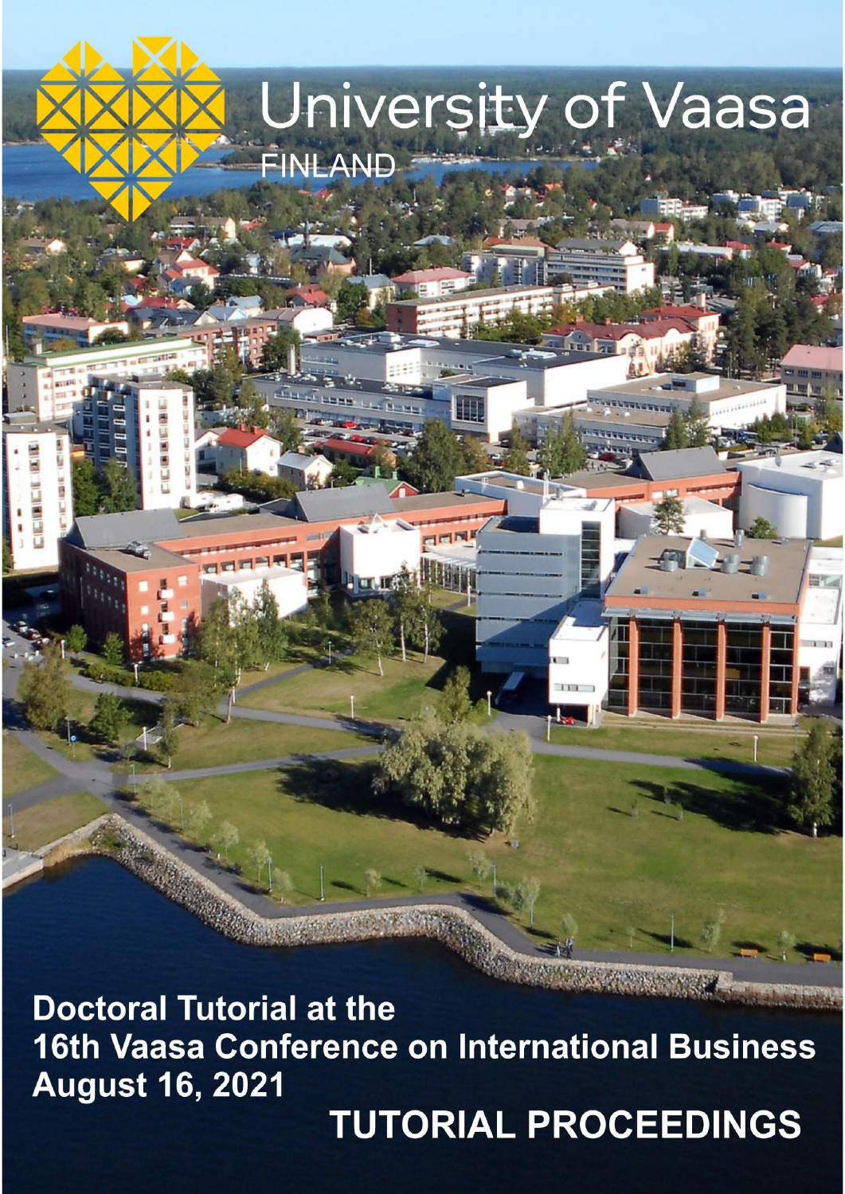# University of Vaasa

FINLAND

**Doctoral Tutorial at the**
**16th Vaasa Conference on International Business**
**August 16, 2021**

**TUTORIAL PROCEEDINGS**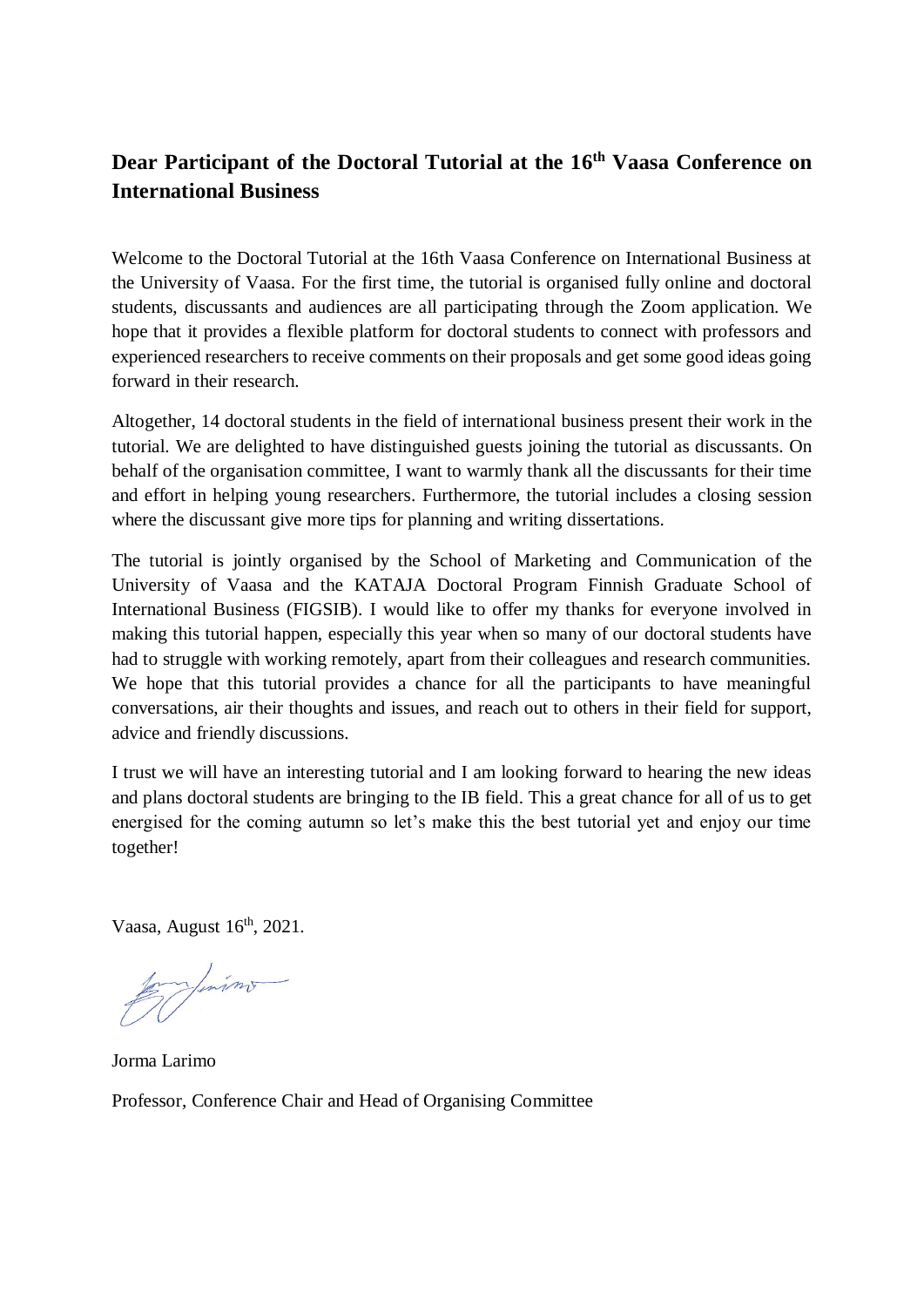## Dear Participant of the Doctoral Tutorial at the 16th Vaasa Conference on International Business

Welcome to the Doctoral Tutorial at the 16th Vaasa Conference on International Business at the University of Vaasa. For the first time, the tutorial is organised fully online and doctoral students, discussants and audiences are all participating through the Zoom application. We hope that it provides a flexible platform for doctoral students to connect with professors and experienced researchers to receive comments on their proposals and get some good ideas going forward in their research.

Altogether, 14 doctoral students in the field of international business present their work in the tutorial. We are delighted to have distinguished guests joining the tutorial as discussants. On behalf of the organisation committee, I want to warmly thank all the discussants for their time and effort in helping young researchers. Furthermore, the tutorial includes a closing session where the discussant give more tips for planning and writing dissertations.

The tutorial is jointly organised by the School of Marketing and Communication of the University of Vaasa and the KATAJA Doctoral Program Finnish Graduate School of International Business (FIGSIB). I would like to offer my thanks for everyone involved in making this tutorial happen, especially this year when so many of our doctoral students have had to struggle with working remotely, apart from their colleagues and research communities. We hope that this tutorial provides a chance for all the participants to have meaningful conversations, air their thoughts and issues, and reach out to others in their field for support, advice and friendly discussions.

I trust we will have an interesting tutorial and I am looking forward to hearing the new ideas and plans doctoral students are bringing to the IB field. This a great chance for all of us to get energised for the coming autumn so let's make this the best tutorial yet and enjoy our time together!

Vaasa, August 16th, 2021.

Jorma Larimo

Professor, Conference Chair and Head of Organising Committee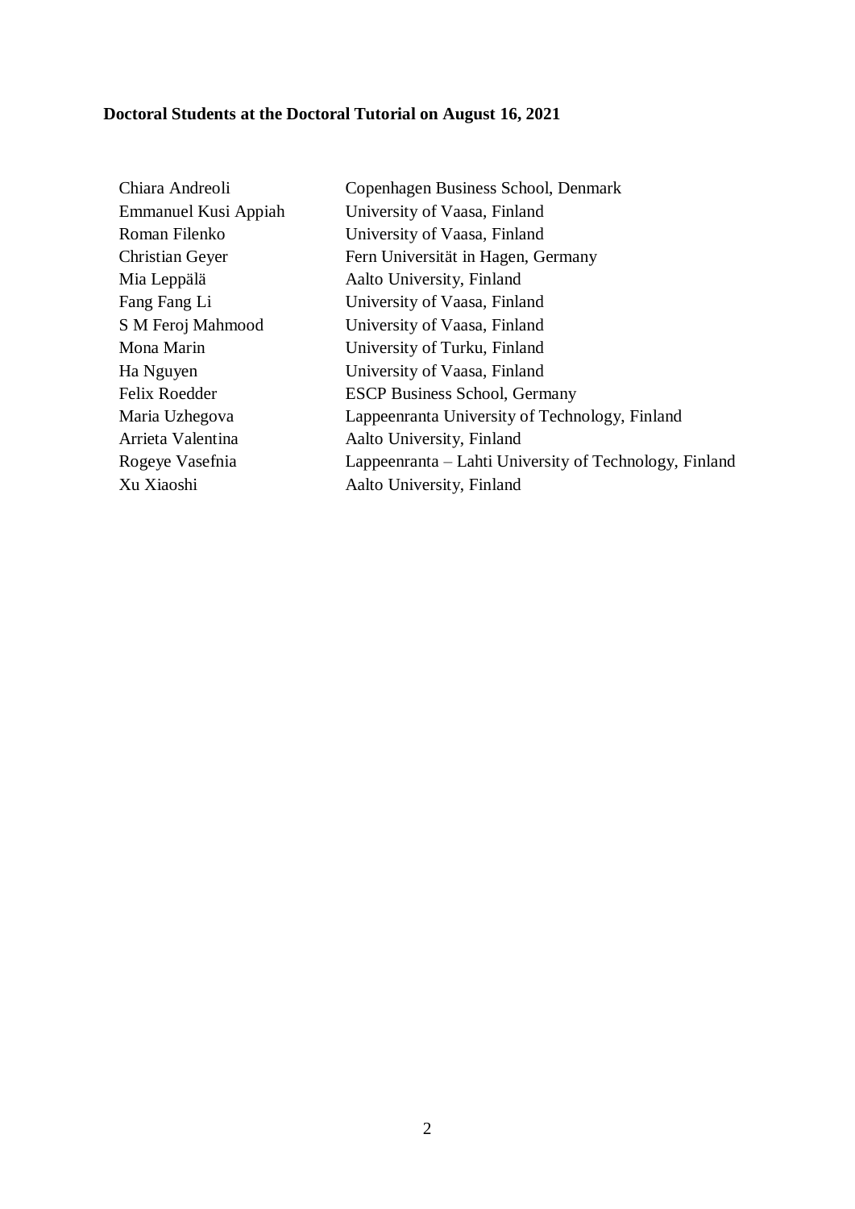**Doctoral Students at the Doctoral Tutorial on August 16, 2021**

| | |
|---|---|
| Chiara Andreoli | Copenhagen Business School, Denmark |
| Emmanuel Kusi Appiah | University of Vaasa, Finland |
| Roman Filenko | University of Vaasa, Finland |
| Christian Geyer | Fern Universität in Hagen, Germany |
| Mia Leppälä | Aalto University, Finland |
| Fang Fang Li | University of Vaasa, Finland |
| S M Feroj Mahmood | University of Vaasa, Finland |
| Mona Marin | University of Turku, Finland |
| Ha Nguyen | University of Vaasa, Finland |
| Felix Roedder | ESCP Business School, Germany |
| Maria Uzhegova | Lappeenranta University of Technology, Finland |
| Arrieta Valentina | Aalto University, Finland |
| Rogeye Vasefnia | Lappeenranta – Lahti University of Technology, Finland |
| Xu Xiaoshi | Aalto University, Finland |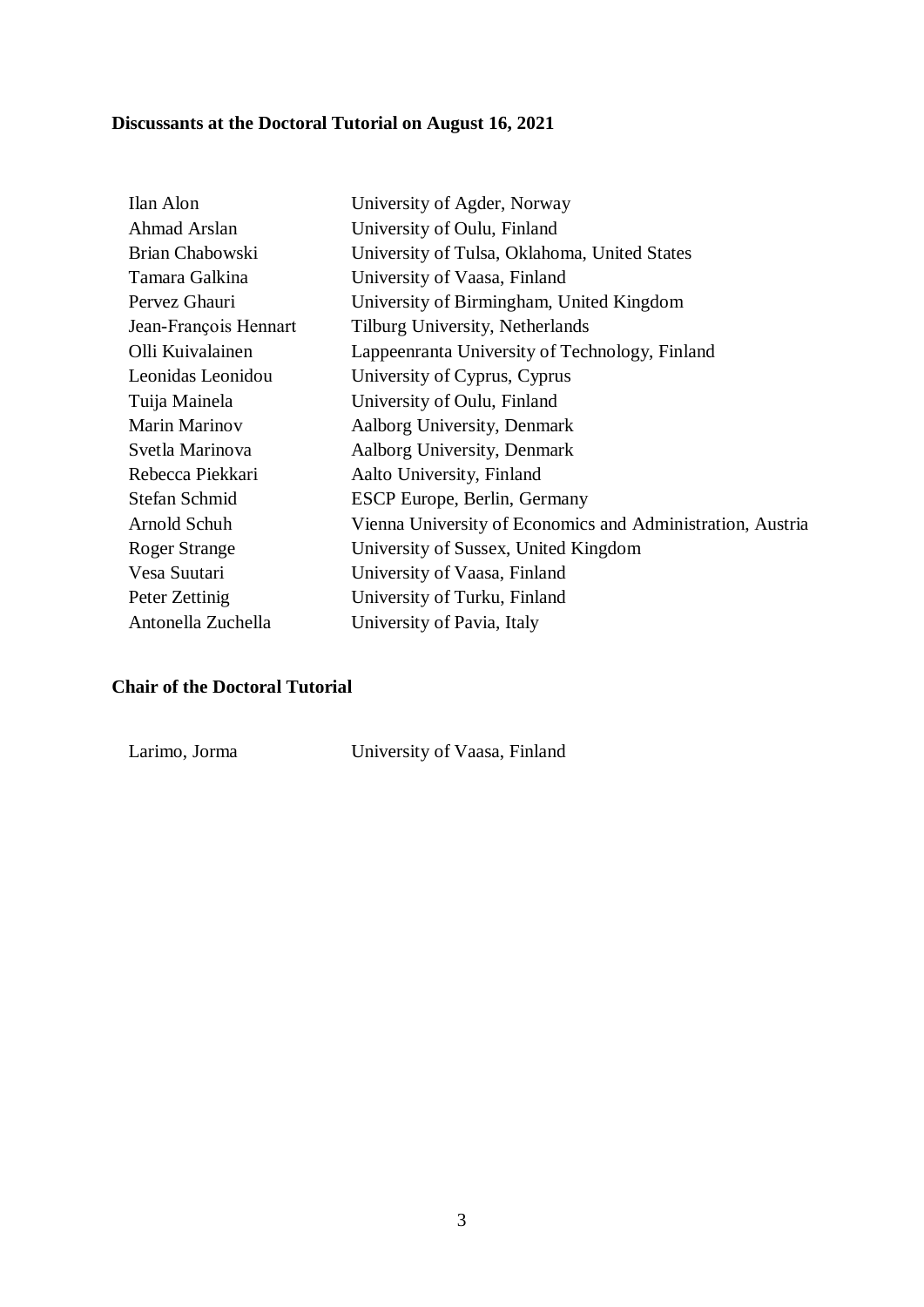**Discussants at the Doctoral Tutorial on August 16, 2021**

| | |
|---|---|
| Ilan Alon | University of Agder, Norway |
| Ahmad Arslan | University of Oulu, Finland |
| Brian Chabowski | University of Tulsa, Oklahoma, United States |
| Tamara Galkina | University of Vaasa, Finland |
| Pervez Ghauri | University of Birmingham, United Kingdom |
| Jean-François Hennart | Tilburg University, Netherlands |
| Olli Kuivalainen | Lappeenranta University of Technology, Finland |
| Leonidas Leonidou | University of Cyprus, Cyprus |
| Tuija Mainela | University of Oulu, Finland |
| Marin Marinov | Aalborg University, Denmark |
| Svetla Marinova | Aalborg University, Denmark |
| Rebecca Piekkari | Aalto University, Finland |
| Stefan Schmid | ESCP Europe, Berlin, Germany |
| Arnold Schuh | Vienna University of Economics and Administration, Austria |
| Roger Strange | University of Sussex, United Kingdom |
| Vesa Suutari | University of Vaasa, Finland |
| Peter Zettinig | University of Turku, Finland |
| Antonella Zuchella | University of Pavia, Italy |

**Chair of the Doctoral Tutorial**

| | |
|---|---|
| Larimo, Jorma | University of Vaasa, Finland |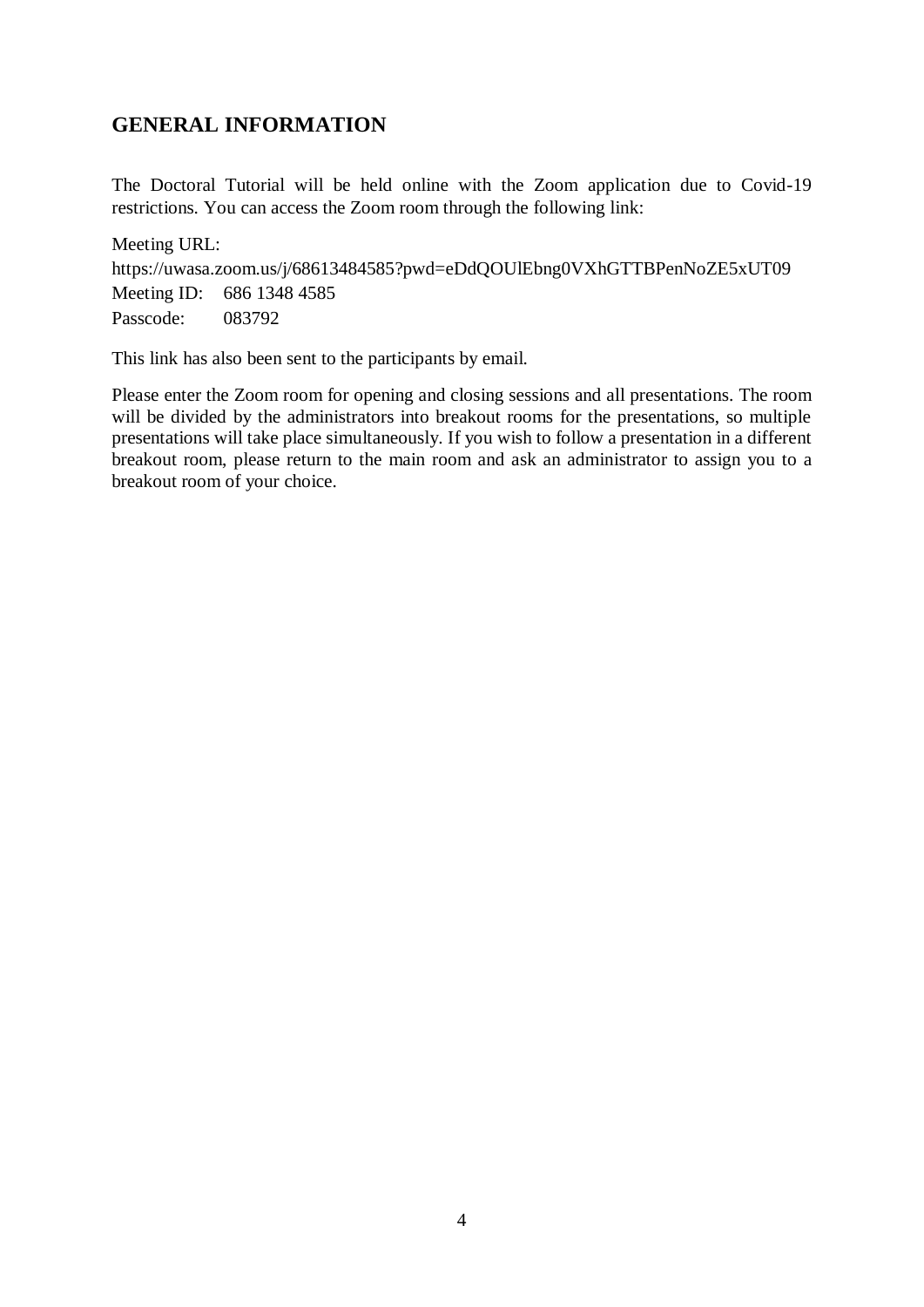## GENERAL INFORMATION

The Doctoral Tutorial will be held online with the Zoom application due to Covid-19 restrictions. You can access the Zoom room through the following link:

Meeting URL:  
https://uwasa.zoom.us/j/68613484585?pwd=eDdQOUlEbng0VXhGTTBPenNoZE5xUT09  
Meeting ID: 686 1348 4585  
Passcode: 083792

This link has also been sent to the participants by email.

Please enter the Zoom room for opening and closing sessions and all presentations. The room will be divided by the administrators into breakout rooms for the presentations, so multiple presentations will take place simultaneously. If you wish to follow a presentation in a different breakout room, please return to the main room and ask an administrator to assign you to a breakout room of your choice.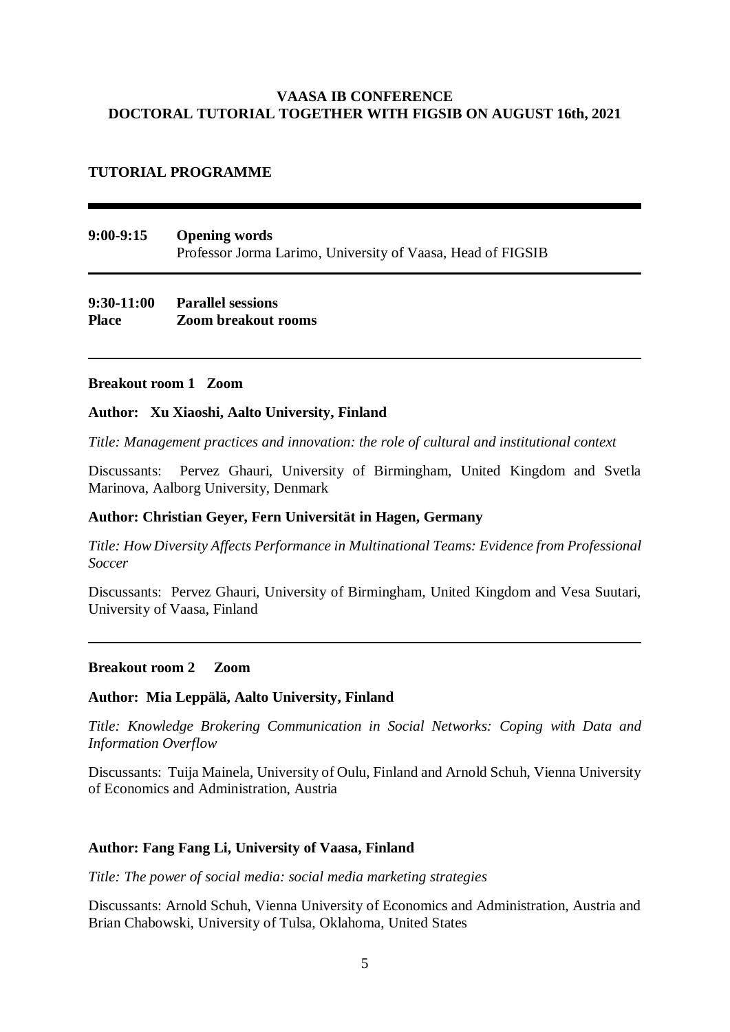**VAASA IB CONFERENCE**
**DOCTORAL TUTORIAL TOGETHER WITH FIGSIB ON AUGUST 16th, 2021**

**TUTORIAL PROGRAMME**

---

**9:00-9:15** **Opening words**
Professor Jorma Larimo, University of Vaasa, Head of FIGSIB

---

**9:30-11:00** **Parallel sessions**
**Place** **Zoom breakout rooms**

---

**Breakout room 1 Zoom**

**Author: Xu Xiaoshi, Aalto University, Finland**

*Title: Management practices and innovation: the role of cultural and institutional context*

Discussants: Pervez Ghauri, University of Birmingham, United Kingdom and Svetla Marinova, Aalborg University, Denmark

**Author: Christian Geyer, Fern Universität in Hagen, Germany**

*Title: How Diversity Affects Performance in Multinational Teams: Evidence from Professional Soccer*

Discussants: Pervez Ghauri, University of Birmingham, United Kingdom and Vesa Suutari, University of Vaasa, Finland

---

**Breakout room 2 Zoom**

**Author: Mia Leppälä, Aalto University, Finland**

*Title: Knowledge Brokering Communication in Social Networks: Coping with Data and Information Overflow*

Discussants: Tuija Mainela, University of Oulu, Finland and Arnold Schuh, Vienna University of Economics and Administration, Austria

**Author: Fang Fang Li, University of Vaasa, Finland**

*Title: The power of social media: social media marketing strategies*

Discussants: Arnold Schuh, Vienna University of Economics and Administration, Austria and Brian Chabowski, University of Tulsa, Oklahoma, United States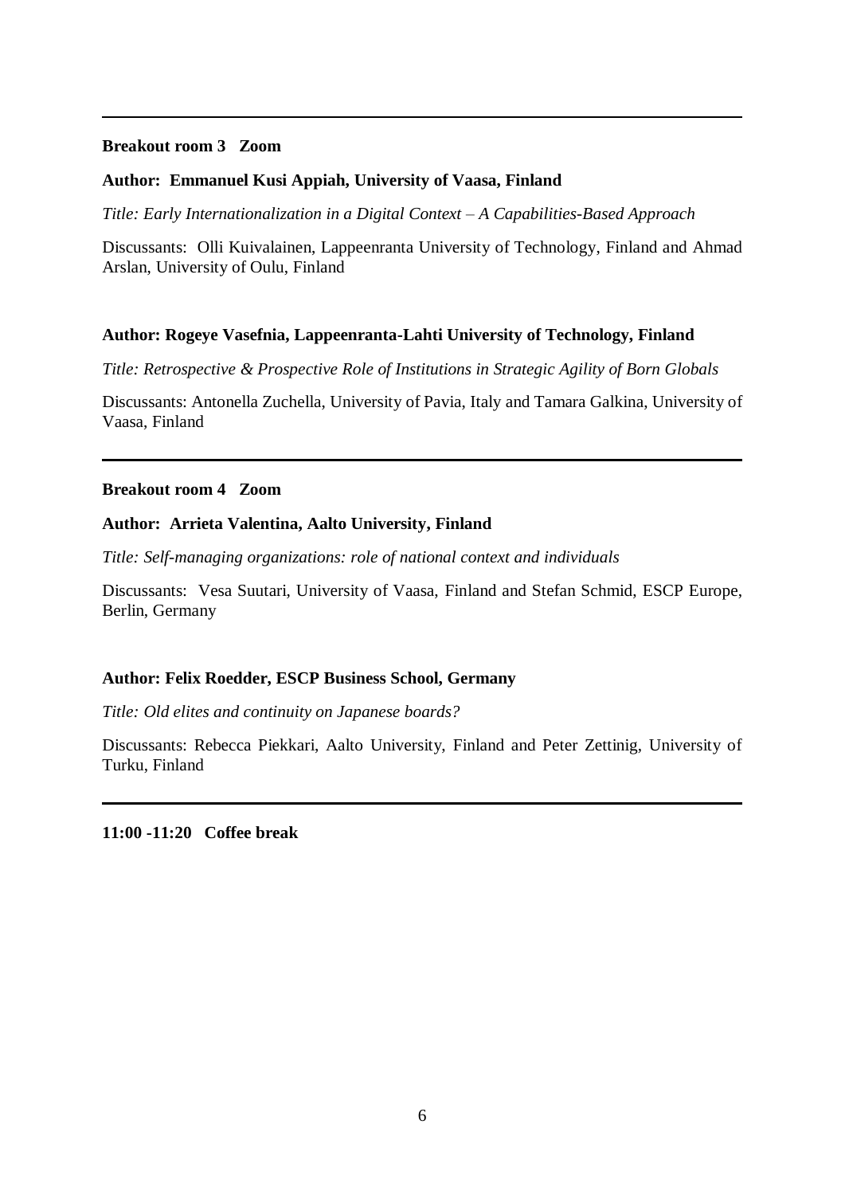---

**Breakout room 3   Zoom**

**Author:  Emmanuel Kusi Appiah, University of Vaasa, Finland**

*Title: Early Internationalization in a Digital Context – A Capabilities-Based Approach*

Discussants:  Olli Kuivalainen, Lappeenranta University of Technology, Finland and Ahmad Arslan, University of Oulu, Finland

**Author: Rogeye Vasefnia, Lappeenranta-Lahti University of Technology, Finland**

*Title: Retrospective & Prospective Role of Institutions in Strategic Agility of Born Globals*

Discussants: Antonella Zuchella, University of Pavia, Italy and Tamara Galkina, University of Vaasa, Finland

---

**Breakout room 4   Zoom**

**Author:  Arrieta Valentina, Aalto University, Finland**

*Title: Self-managing organizations: role of national context and individuals*

Discussants:  Vesa Suutari, University of Vaasa, Finland and Stefan Schmid, ESCP Europe, Berlin, Germany

**Author: Felix Roedder, ESCP Business School, Germany**

*Title: Old elites and continuity on Japanese boards?*

Discussants: Rebecca Piekkari, Aalto University, Finland and Peter Zettinig, University of Turku, Finland

---

**11:00 -11:20   Coffee break**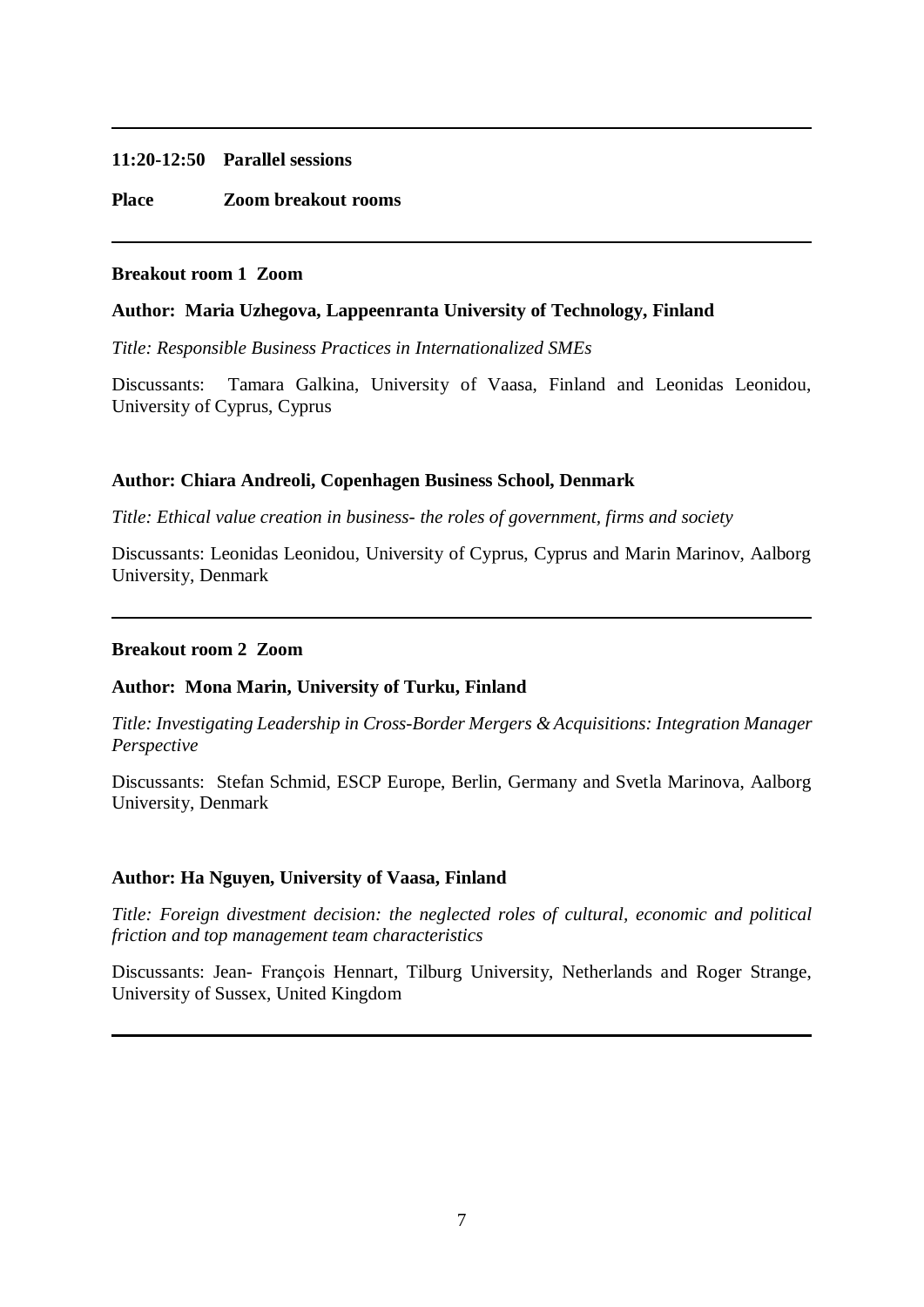---

**11:20-12:50 Parallel sessions**

**Place Zoom breakout rooms**

---

**Breakout room 1 Zoom**

**Author: Maria Uzhegova, Lappeenranta University of Technology, Finland**

*Title: Responsible Business Practices in Internationalized SMEs*

Discussants: Tamara Galkina, University of Vaasa, Finland and Leonidas Leonidou, University of Cyprus, Cyprus

**Author: Chiara Andreoli, Copenhagen Business School, Denmark**

*Title: Ethical value creation in business- the roles of government, firms and society*

Discussants: Leonidas Leonidou, University of Cyprus, Cyprus and Marin Marinov, Aalborg University, Denmark

---

**Breakout room 2 Zoom**

**Author: Mona Marin, University of Turku, Finland**

*Title: Investigating Leadership in Cross-Border Mergers & Acquisitions: Integration Manager Perspective*

Discussants: Stefan Schmid, ESCP Europe, Berlin, Germany and Svetla Marinova, Aalborg University, Denmark

**Author: Ha Nguyen, University of Vaasa, Finland**

*Title: Foreign divestment decision: the neglected roles of cultural, economic and political friction and top management team characteristics*

Discussants: Jean- François Hennart, Tilburg University, Netherlands and Roger Strange, University of Sussex, United Kingdom

---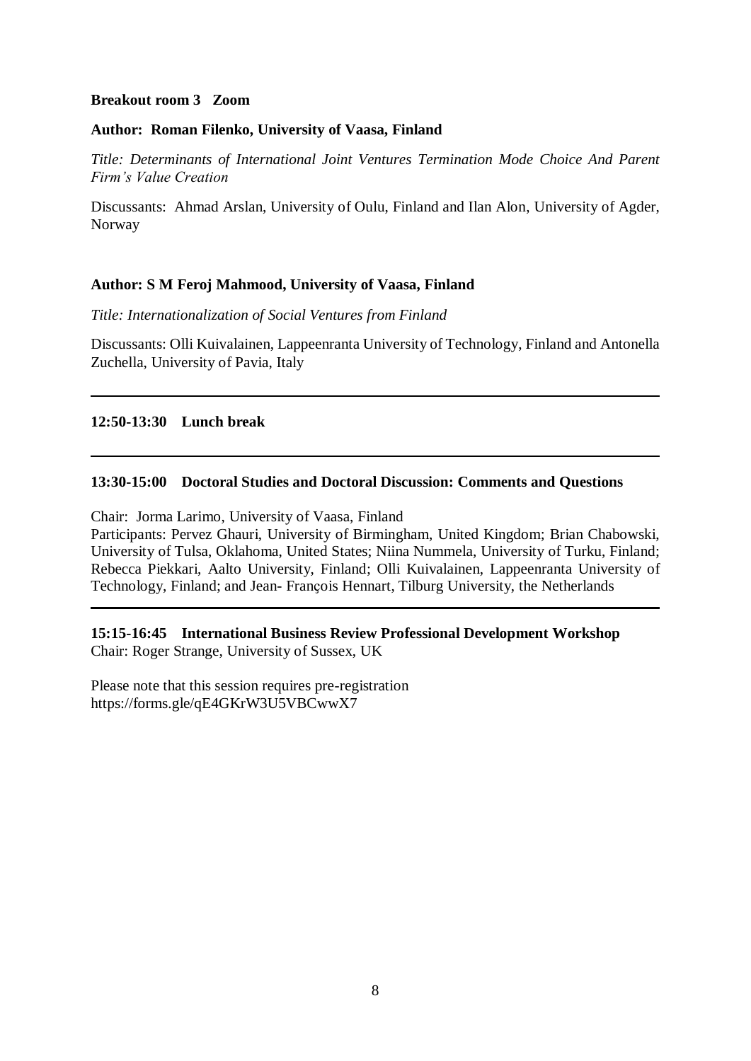**Breakout room 3 Zoom**

**Author: Roman Filenko, University of Vaasa, Finland**

*Title: Determinants of International Joint Ventures Termination Mode Choice And Parent Firm's Value Creation*

Discussants: Ahmad Arslan, University of Oulu, Finland and Ilan Alon, University of Agder, Norway

**Author: S M Feroj Mahmood, University of Vaasa, Finland**

*Title: Internationalization of Social Ventures from Finland*

Discussants: Olli Kuivalainen, Lappeenranta University of Technology, Finland and Antonella Zuchella, University of Pavia, Italy

---

**12:50-13:30 Lunch break**

---

**13:30-15:00 Doctoral Studies and Doctoral Discussion: Comments and Questions**

Chair: Jorma Larimo, University of Vaasa, Finland
Participants: Pervez Ghauri, University of Birmingham, United Kingdom; Brian Chabowski, University of Tulsa, Oklahoma, United States; Niina Nummela, University of Turku, Finland; Rebecca Piekkari, Aalto University, Finland; Olli Kuivalainen, Lappeenranta University of Technology, Finland; and Jean- François Hennart, Tilburg University, the Netherlands

---

**15:15-16:45 International Business Review Professional Development Workshop**
Chair: Roger Strange, University of Sussex, UK

Please note that this session requires pre-registration
https://forms.gle/qE4GKrW3U5VBCwwX7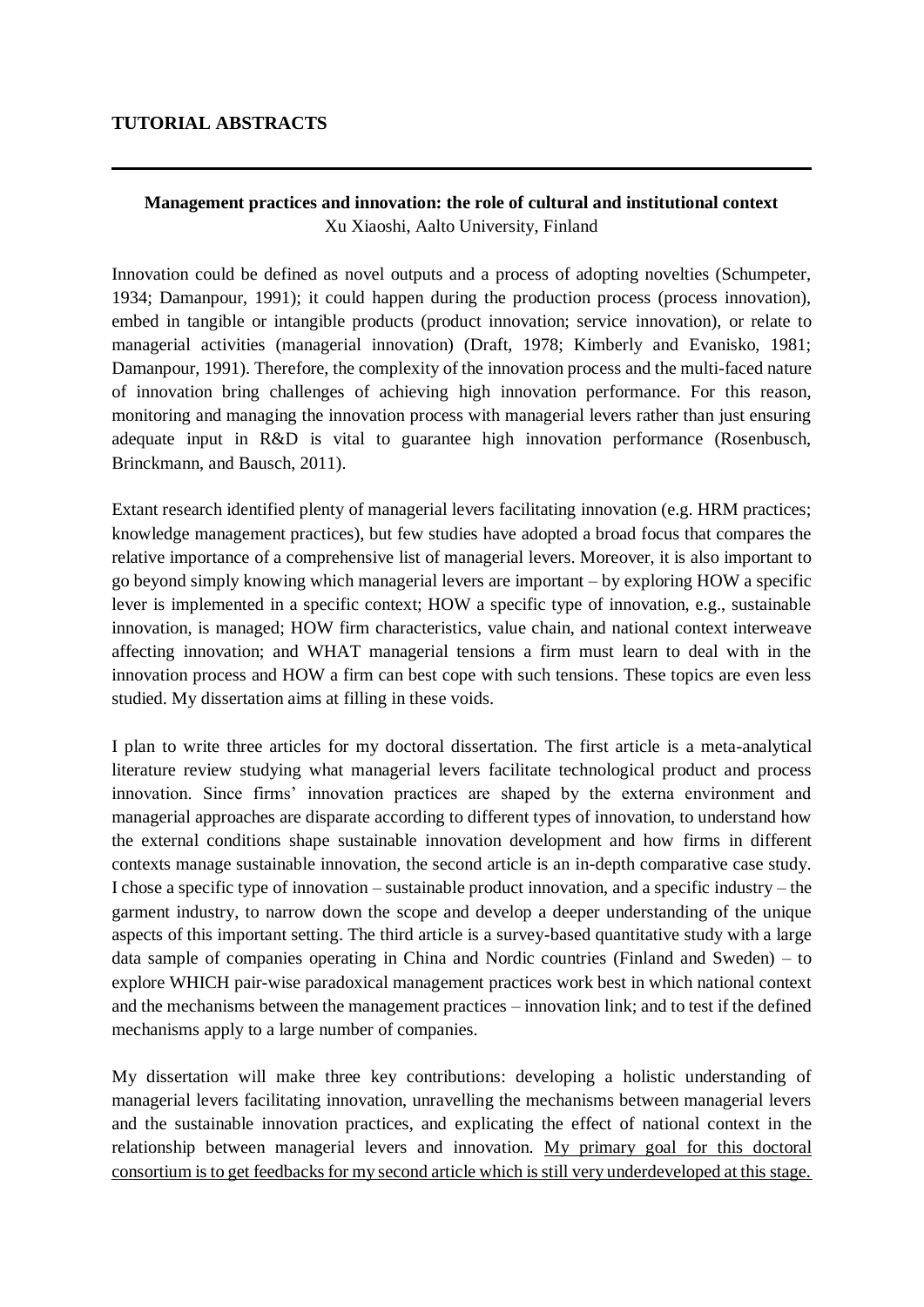# TUTORIAL ABSTRACTS

---

**Management practices and innovation: the role of cultural and institutional context**
Xu Xiaoshi, Aalto University, Finland

Innovation could be defined as novel outputs and a process of adopting novelties (Schumpeter, 1934; Damanpour, 1991); it could happen during the production process (process innovation), embed in tangible or intangible products (product innovation; service innovation), or relate to managerial activities (managerial innovation) (Draft, 1978; Kimberly and Evanisko, 1981; Damanpour, 1991). Therefore, the complexity of the innovation process and the multi-faced nature of innovation bring challenges of achieving high innovation performance. For this reason, monitoring and managing the innovation process with managerial levers rather than just ensuring adequate input in R&D is vital to guarantee high innovation performance (Rosenbusch, Brinckmann, and Bausch, 2011).

Extant research identified plenty of managerial levers facilitating innovation (e.g. HRM practices; knowledge management practices), but few studies have adopted a broad focus that compares the relative importance of a comprehensive list of managerial levers. Moreover, it is also important to go beyond simply knowing which managerial levers are important – by exploring HOW a specific lever is implemented in a specific context; HOW a specific type of innovation, e.g., sustainable innovation, is managed; HOW firm characteristics, value chain, and national context interweave affecting innovation; and WHAT managerial tensions a firm must learn to deal with in the innovation process and HOW a firm can best cope with such tensions. These topics are even less studied. My dissertation aims at filling in these voids.

I plan to write three articles for my doctoral dissertation. The first article is a meta-analytical literature review studying what managerial levers facilitate technological product and process innovation. Since firms' innovation practices are shaped by the externa environment and managerial approaches are disparate according to different types of innovation, to understand how the external conditions shape sustainable innovation development and how firms in different contexts manage sustainable innovation, the second article is an in-depth comparative case study. I chose a specific type of innovation – sustainable product innovation, and a specific industry – the garment industry, to narrow down the scope and develop a deeper understanding of the unique aspects of this important setting. The third article is a survey-based quantitative study with a large data sample of companies operating in China and Nordic countries (Finland and Sweden) – to explore WHICH pair-wise paradoxical management practices work best in which national context and the mechanisms between the management practices – innovation link; and to test if the defined mechanisms apply to a large number of companies.

My dissertation will make three key contributions: developing a holistic understanding of managerial levers facilitating innovation, unravelling the mechanisms between managerial levers and the sustainable innovation practices, and explicating the effect of national context in the relationship between managerial levers and innovation. <u>My primary goal for this doctoral consortium is to get feedbacks for my second article which is still very underdeveloped at this stage.</u>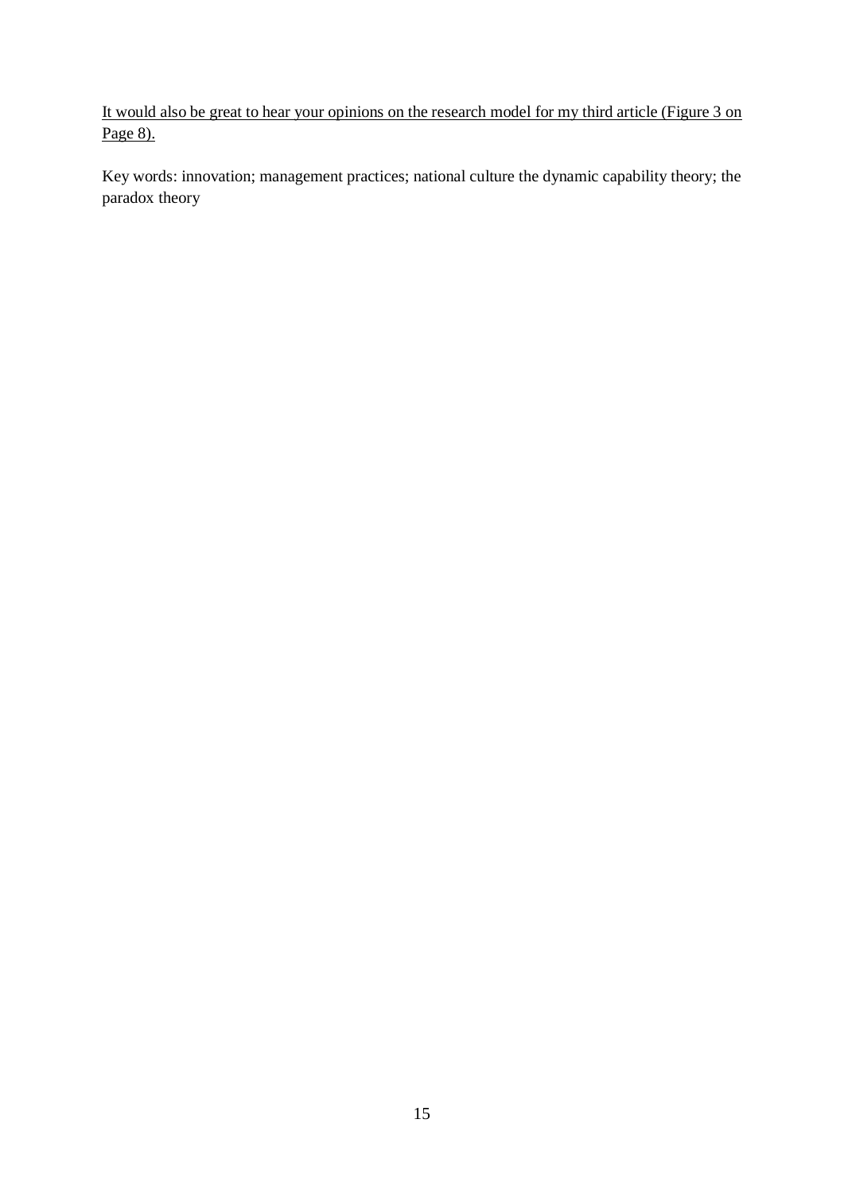<u>It would also be great to hear your opinions on the research model for my third article (Figure 3 on Page 8).</u>

Key words: innovation; management practices; national culture the dynamic capability theory; the paradox theory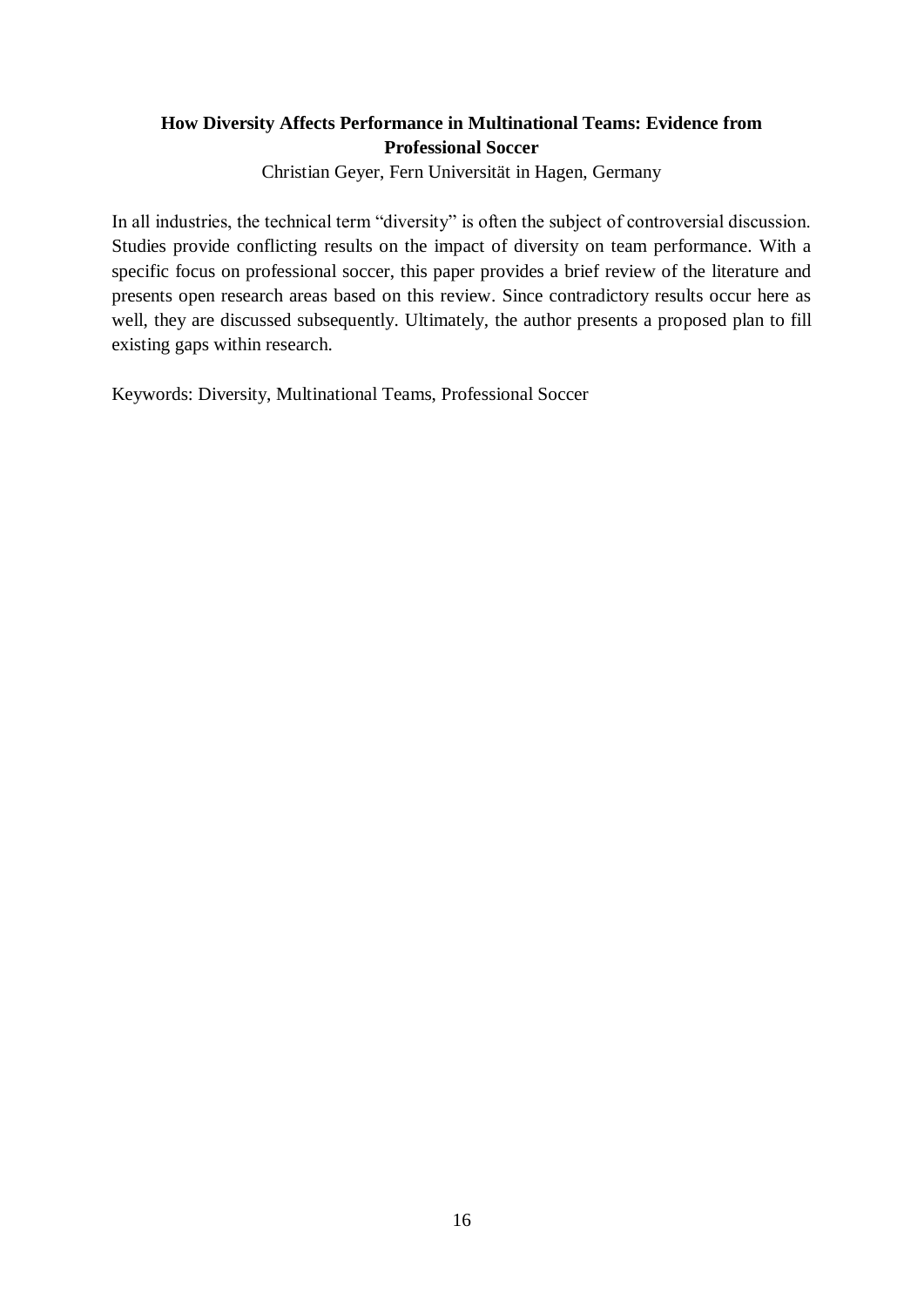## How Diversity Affects Performance in Multinational Teams: Evidence from Professional Soccer

Christian Geyer, Fern Universität in Hagen, Germany

In all industries, the technical term "diversity" is often the subject of controversial discussion. Studies provide conflicting results on the impact of diversity on team performance. With a specific focus on professional soccer, this paper provides a brief review of the literature and presents open research areas based on this review. Since contradictory results occur here as well, they are discussed subsequently. Ultimately, the author presents a proposed plan to fill existing gaps within research.

Keywords: Diversity, Multinational Teams, Professional Soccer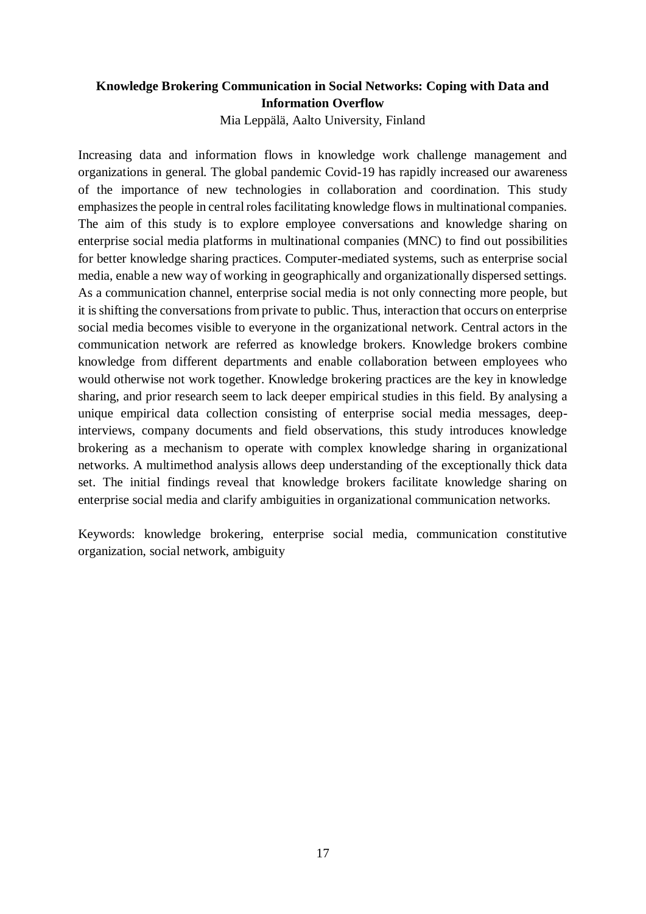**Knowledge Brokering Communication in Social Networks: Coping with Data and Information Overflow**

Mia Leppälä, Aalto University, Finland

Increasing data and information flows in knowledge work challenge management and organizations in general. The global pandemic Covid-19 has rapidly increased our awareness of the importance of new technologies in collaboration and coordination. This study emphasizes the people in central roles facilitating knowledge flows in multinational companies. The aim of this study is to explore employee conversations and knowledge sharing on enterprise social media platforms in multinational companies (MNC) to find out possibilities for better knowledge sharing practices. Computer-mediated systems, such as enterprise social media, enable a new way of working in geographically and organizationally dispersed settings. As a communication channel, enterprise social media is not only connecting more people, but it is shifting the conversations from private to public. Thus, interaction that occurs on enterprise social media becomes visible to everyone in the organizational network. Central actors in the communication network are referred as knowledge brokers. Knowledge brokers combine knowledge from different departments and enable collaboration between employees who would otherwise not work together. Knowledge brokering practices are the key in knowledge sharing, and prior research seem to lack deeper empirical studies in this field. By analysing a unique empirical data collection consisting of enterprise social media messages, deep-interviews, company documents and field observations, this study introduces knowledge brokering as a mechanism to operate with complex knowledge sharing in organizational networks. A multimethod analysis allows deep understanding of the exceptionally thick data set. The initial findings reveal that knowledge brokers facilitate knowledge sharing on enterprise social media and clarify ambiguities in organizational communication networks.

Keywords: knowledge brokering, enterprise social media, communication constitutive organization, social network, ambiguity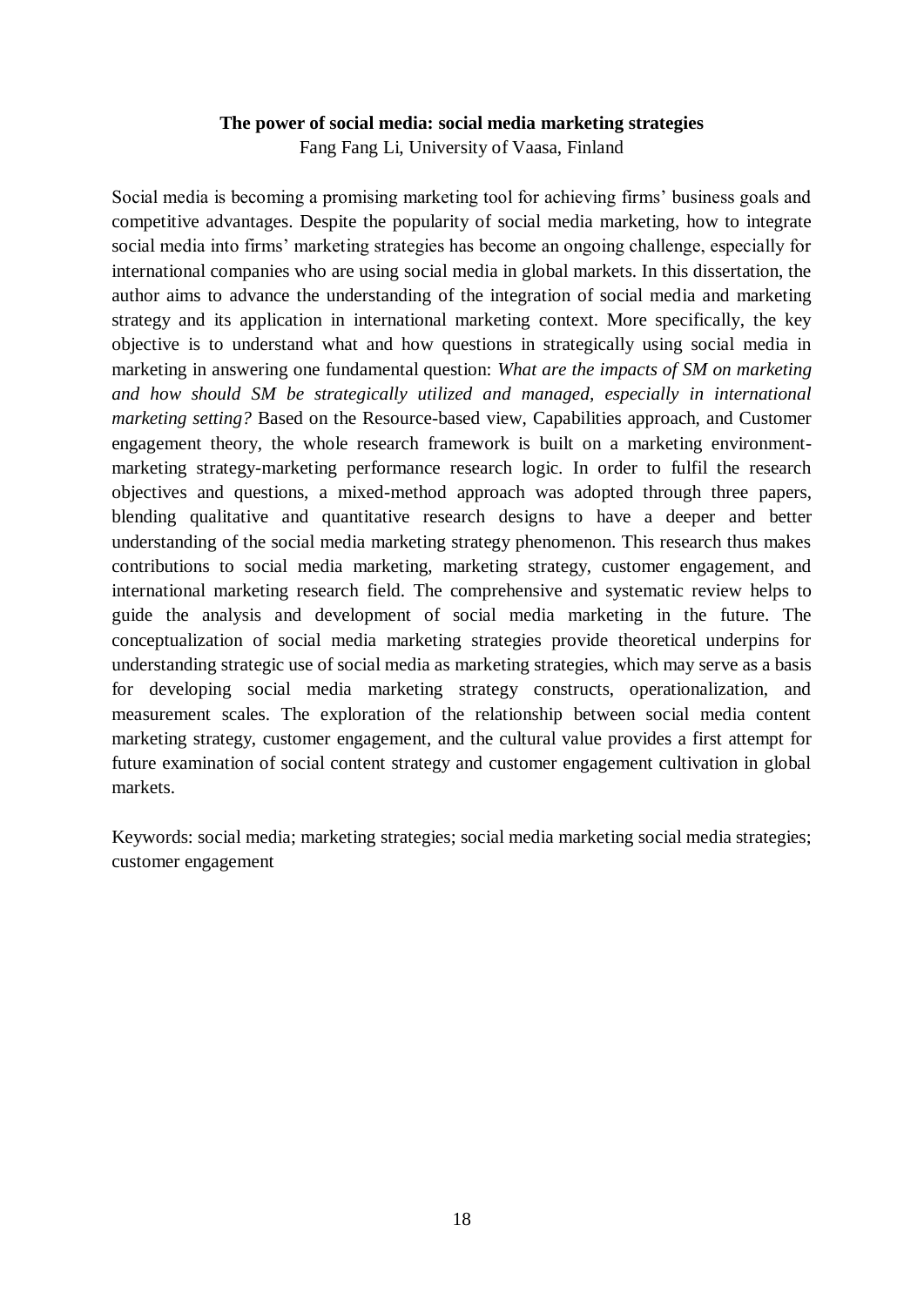**The power of social media: social media marketing strategies**

Fang Fang Li, University of Vaasa, Finland

Social media is becoming a promising marketing tool for achieving firms' business goals and competitive advantages. Despite the popularity of social media marketing, how to integrate social media into firms' marketing strategies has become an ongoing challenge, especially for international companies who are using social media in global markets. In this dissertation, the author aims to advance the understanding of the integration of social media and marketing strategy and its application in international marketing context. More specifically, the key objective is to understand what and how questions in strategically using social media in marketing in answering one fundamental question: *What are the impacts of SM on marketing and how should SM be strategically utilized and managed, especially in international marketing setting?* Based on the Resource-based view, Capabilities approach, and Customer engagement theory, the whole research framework is built on a marketing environment-marketing strategy-marketing performance research logic. In order to fulfil the research objectives and questions, a mixed-method approach was adopted through three papers, blending qualitative and quantitative research designs to have a deeper and better understanding of the social media marketing strategy phenomenon. This research thus makes contributions to social media marketing, marketing strategy, customer engagement, and international marketing research field. The comprehensive and systematic review helps to guide the analysis and development of social media marketing in the future. The conceptualization of social media marketing strategies provide theoretical underpins for understanding strategic use of social media as marketing strategies, which may serve as a basis for developing social media marketing strategy constructs, operationalization, and measurement scales. The exploration of the relationship between social media content marketing strategy, customer engagement, and the cultural value provides a first attempt for future examination of social content strategy and customer engagement cultivation in global markets.

Keywords: social media; marketing strategies; social media marketing social media strategies; customer engagement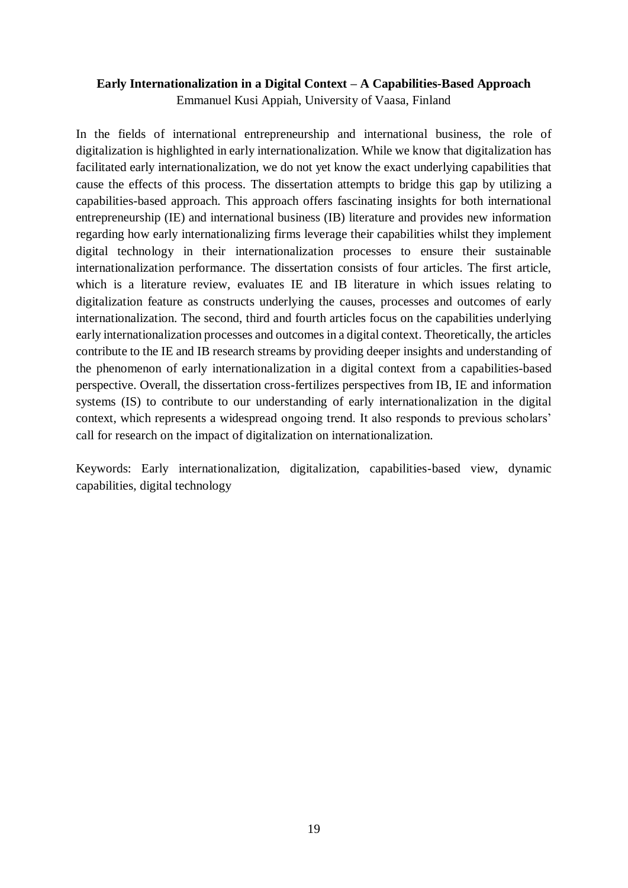**Early Internationalization in a Digital Context – A Capabilities-Based Approach**

Emmanuel Kusi Appiah, University of Vaasa, Finland

In the fields of international entrepreneurship and international business, the role of digitalization is highlighted in early internationalization. While we know that digitalization has facilitated early internationalization, we do not yet know the exact underlying capabilities that cause the effects of this process. The dissertation attempts to bridge this gap by utilizing a capabilities-based approach. This approach offers fascinating insights for both international entrepreneurship (IE) and international business (IB) literature and provides new information regarding how early internationalizing firms leverage their capabilities whilst they implement digital technology in their internationalization processes to ensure their sustainable internationalization performance. The dissertation consists of four articles. The first article, which is a literature review, evaluates IE and IB literature in which issues relating to digitalization feature as constructs underlying the causes, processes and outcomes of early internationalization. The second, third and fourth articles focus on the capabilities underlying early internationalization processes and outcomes in a digital context. Theoretically, the articles contribute to the IE and IB research streams by providing deeper insights and understanding of the phenomenon of early internationalization in a digital context from a capabilities-based perspective. Overall, the dissertation cross-fertilizes perspectives from IB, IE and information systems (IS) to contribute to our understanding of early internationalization in the digital context, which represents a widespread ongoing trend. It also responds to previous scholars' call for research on the impact of digitalization on internationalization.

Keywords: Early internationalization, digitalization, capabilities-based view, dynamic capabilities, digital technology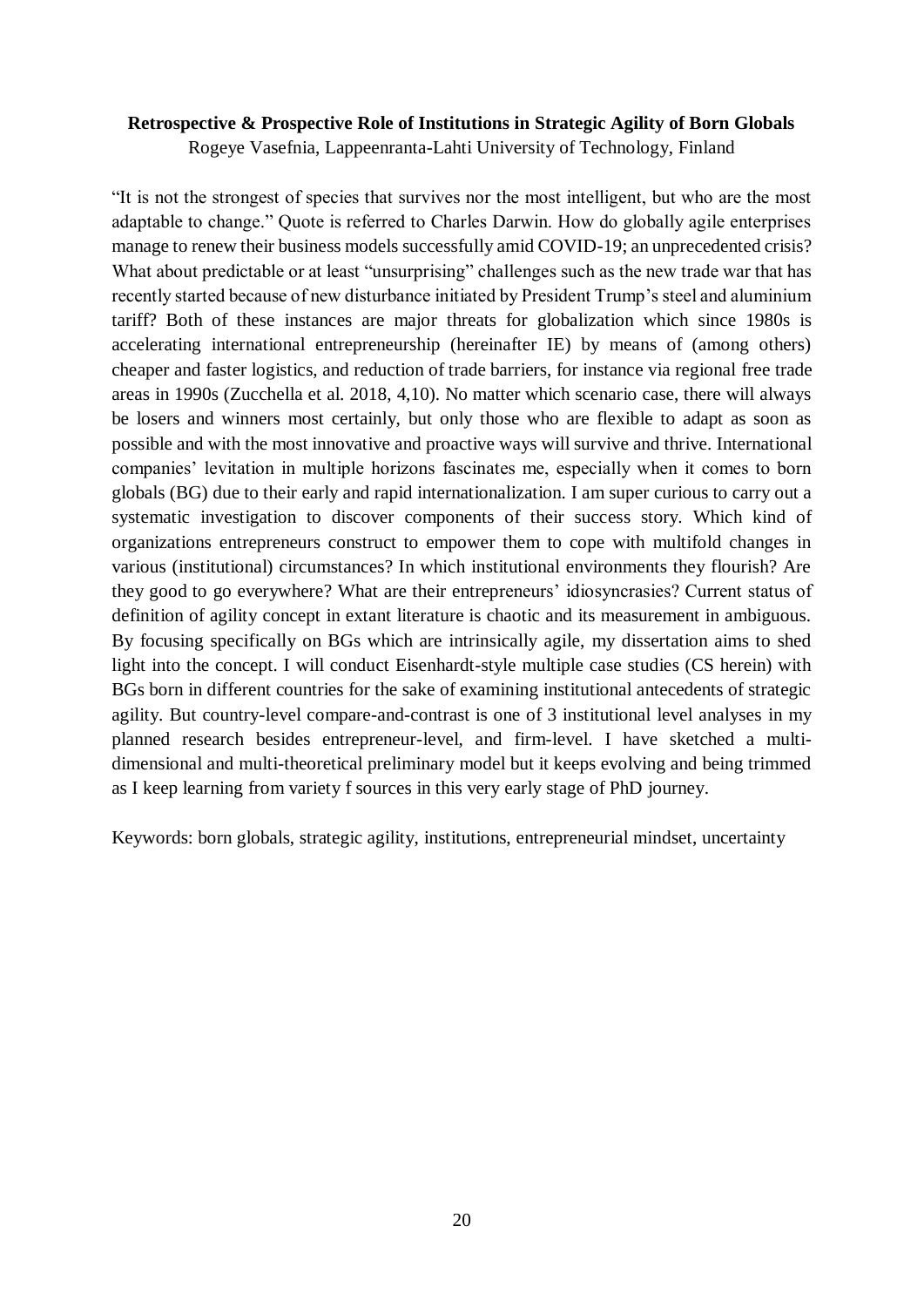**Retrospective & Prospective Role of Institutions in Strategic Agility of Born Globals**

Rogeye Vasefnia, Lappeenranta-Lahti University of Technology, Finland

"It is not the strongest of species that survives nor the most intelligent, but who are the most adaptable to change." Quote is referred to Charles Darwin. How do globally agile enterprises manage to renew their business models successfully amid COVID-19; an unprecedented crisis? What about predictable or at least "unsurprising" challenges such as the new trade war that has recently started because of new disturbance initiated by President Trump's steel and aluminium tariff? Both of these instances are major threats for globalization which since 1980s is accelerating international entrepreneurship (hereinafter IE) by means of (among others) cheaper and faster logistics, and reduction of trade barriers, for instance via regional free trade areas in 1990s (Zucchella et al. 2018, 4,10). No matter which scenario case, there will always be losers and winners most certainly, but only those who are flexible to adapt as soon as possible and with the most innovative and proactive ways will survive and thrive. International companies' levitation in multiple horizons fascinates me, especially when it comes to born globals (BG) due to their early and rapid internationalization. I am super curious to carry out a systematic investigation to discover components of their success story. Which kind of organizations entrepreneurs construct to empower them to cope with multifold changes in various (institutional) circumstances? In which institutional environments they flourish? Are they good to go everywhere? What are their entrepreneurs' idiosyncrasies? Current status of definition of agility concept in extant literature is chaotic and its measurement in ambiguous. By focusing specifically on BGs which are intrinsically agile, my dissertation aims to shed light into the concept. I will conduct Eisenhardt-style multiple case studies (CS herein) with BGs born in different countries for the sake of examining institutional antecedents of strategic agility. But country-level compare-and-contrast is one of 3 institutional level analyses in my planned research besides entrepreneur-level, and firm-level. I have sketched a multi-dimensional and multi-theoretical preliminary model but it keeps evolving and being trimmed as I keep learning from variety f sources in this very early stage of PhD journey.

Keywords: born globals, strategic agility, institutions, entrepreneurial mindset, uncertainty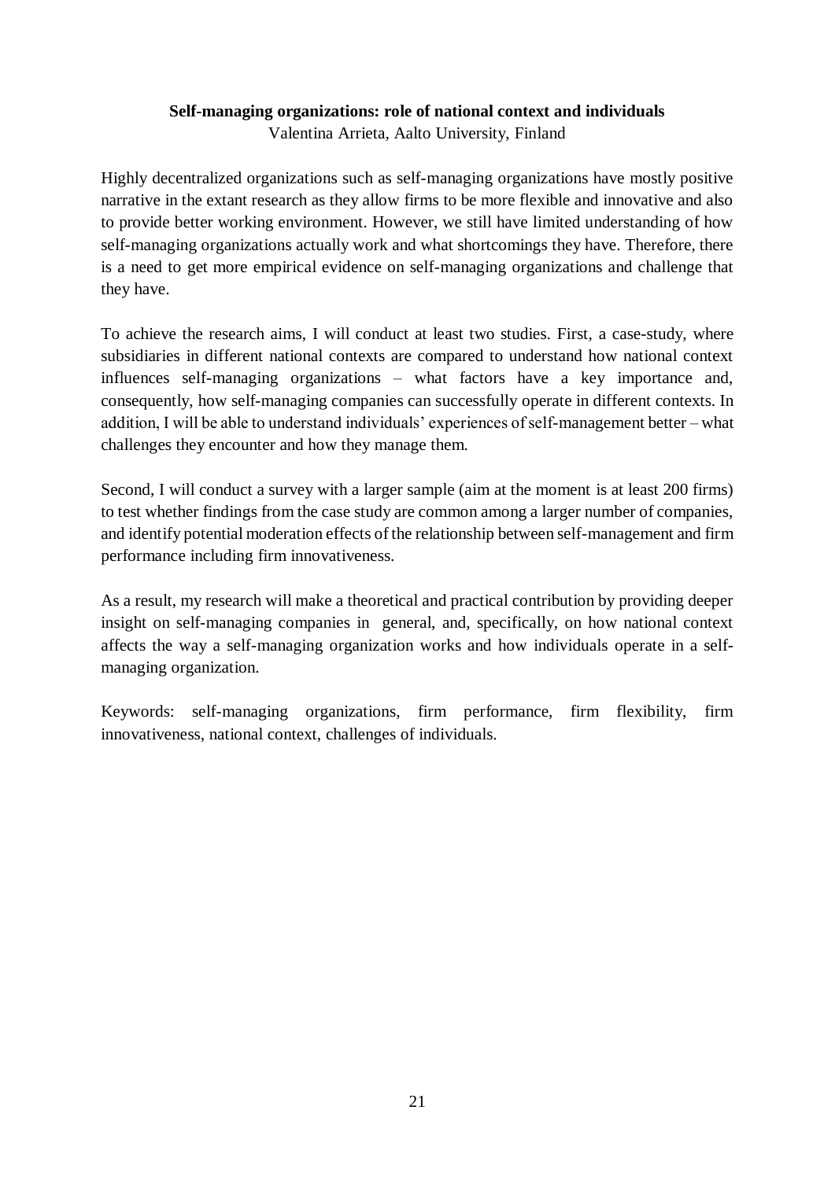**Self-managing organizations: role of national context and individuals**

Valentina Arrieta, Aalto University, Finland

Highly decentralized organizations such as self-managing organizations have mostly positive narrative in the extant research as they allow firms to be more flexible and innovative and also to provide better working environment. However, we still have limited understanding of how self-managing organizations actually work and what shortcomings they have. Therefore, there is a need to get more empirical evidence on self-managing organizations and challenge that they have.

To achieve the research aims, I will conduct at least two studies. First, a case-study, where subsidiaries in different national contexts are compared to understand how national context influences self-managing organizations – what factors have a key importance and, consequently, how self-managing companies can successfully operate in different contexts. In addition, I will be able to understand individuals' experiences of self-management better – what challenges they encounter and how they manage them.

Second, I will conduct a survey with a larger sample (aim at the moment is at least 200 firms) to test whether findings from the case study are common among a larger number of companies, and identify potential moderation effects of the relationship between self-management and firm performance including firm innovativeness.

As a result, my research will make a theoretical and practical contribution by providing deeper insight on self-managing companies in general, and, specifically, on how national context affects the way a self-managing organization works and how individuals operate in a self-managing organization.

Keywords: self-managing organizations, firm performance, firm flexibility, firm innovativeness, national context, challenges of individuals.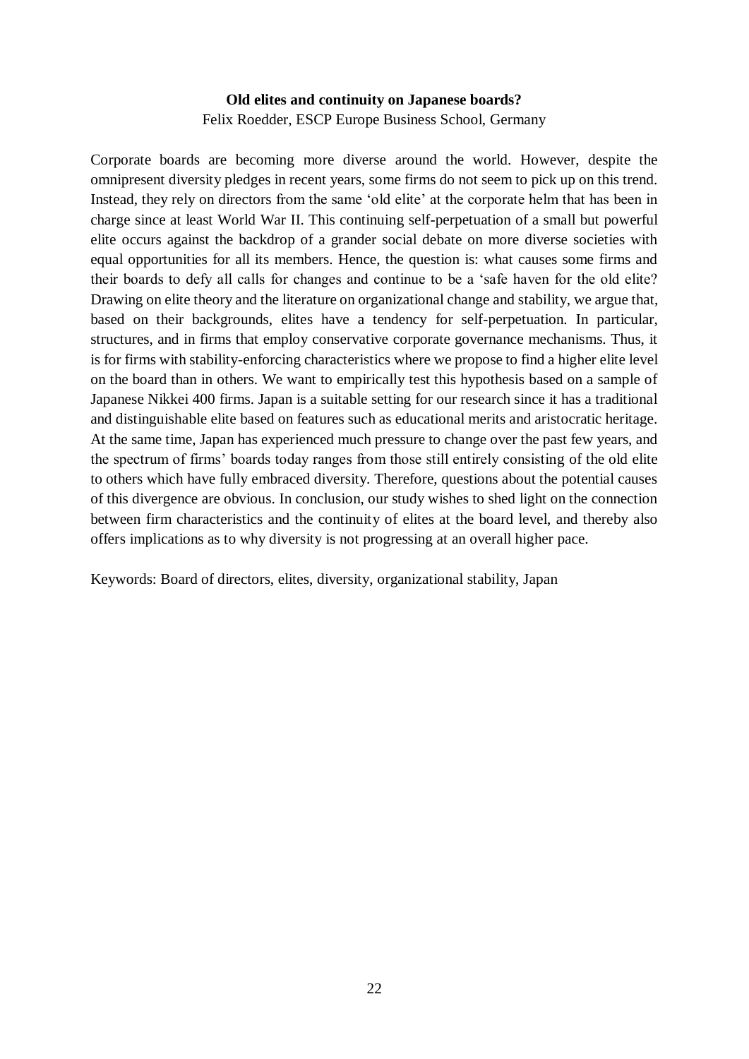**Old elites and continuity on Japanese boards?**

Felix Roedder, ESCP Europe Business School, Germany

Corporate boards are becoming more diverse around the world. However, despite the omnipresent diversity pledges in recent years, some firms do not seem to pick up on this trend. Instead, they rely on directors from the same 'old elite' at the corporate helm that has been in charge since at least World War II. This continuing self-perpetuation of a small but powerful elite occurs against the backdrop of a grander social debate on more diverse societies with equal opportunities for all its members. Hence, the question is: what causes some firms and their boards to defy all calls for changes and continue to be a 'safe haven for the old elite? Drawing on elite theory and the literature on organizational change and stability, we argue that, based on their backgrounds, elites have a tendency for self-perpetuation. In particular, structures, and in firms that employ conservative corporate governance mechanisms. Thus, it is for firms with stability-enforcing characteristics where we propose to find a higher elite level on the board than in others. We want to empirically test this hypothesis based on a sample of Japanese Nikkei 400 firms. Japan is a suitable setting for our research since it has a traditional and distinguishable elite based on features such as educational merits and aristocratic heritage. At the same time, Japan has experienced much pressure to change over the past few years, and the spectrum of firms' boards today ranges from those still entirely consisting of the old elite to others which have fully embraced diversity. Therefore, questions about the potential causes of this divergence are obvious. In conclusion, our study wishes to shed light on the connection between firm characteristics and the continuity of elites at the board level, and thereby also offers implications as to why diversity is not progressing at an overall higher pace.

Keywords: Board of directors, elites, diversity, organizational stability, Japan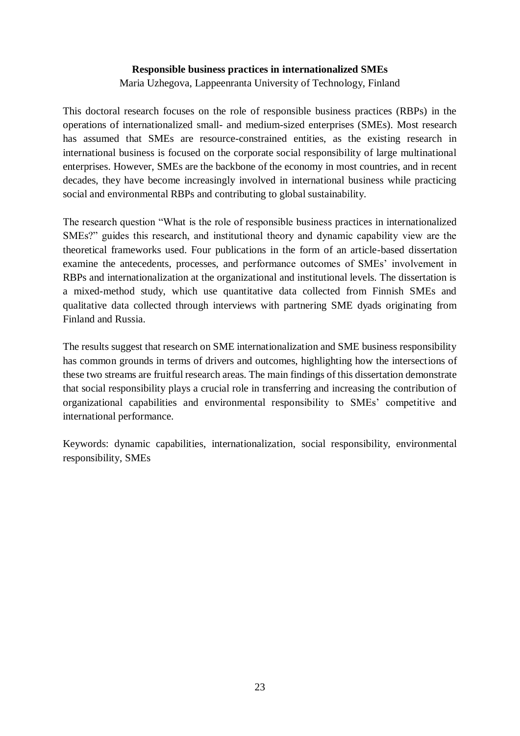**Responsible business practices in internationalized SMEs**

Maria Uzhegova, Lappeenranta University of Technology, Finland

This doctoral research focuses on the role of responsible business practices (RBPs) in the operations of internationalized small- and medium-sized enterprises (SMEs). Most research has assumed that SMEs are resource-constrained entities, as the existing research in international business is focused on the corporate social responsibility of large multinational enterprises. However, SMEs are the backbone of the economy in most countries, and in recent decades, they have become increasingly involved in international business while practicing social and environmental RBPs and contributing to global sustainability.

The research question "What is the role of responsible business practices in internationalized SMEs?" guides this research, and institutional theory and dynamic capability view are the theoretical frameworks used. Four publications in the form of an article-based dissertation examine the antecedents, processes, and performance outcomes of SMEs' involvement in RBPs and internationalization at the organizational and institutional levels. The dissertation is a mixed-method study, which use quantitative data collected from Finnish SMEs and qualitative data collected through interviews with partnering SME dyads originating from Finland and Russia.

The results suggest that research on SME internationalization and SME business responsibility has common grounds in terms of drivers and outcomes, highlighting how the intersections of these two streams are fruitful research areas. The main findings of this dissertation demonstrate that social responsibility plays a crucial role in transferring and increasing the contribution of organizational capabilities and environmental responsibility to SMEs' competitive and international performance.

Keywords: dynamic capabilities, internationalization, social responsibility, environmental responsibility, SMEs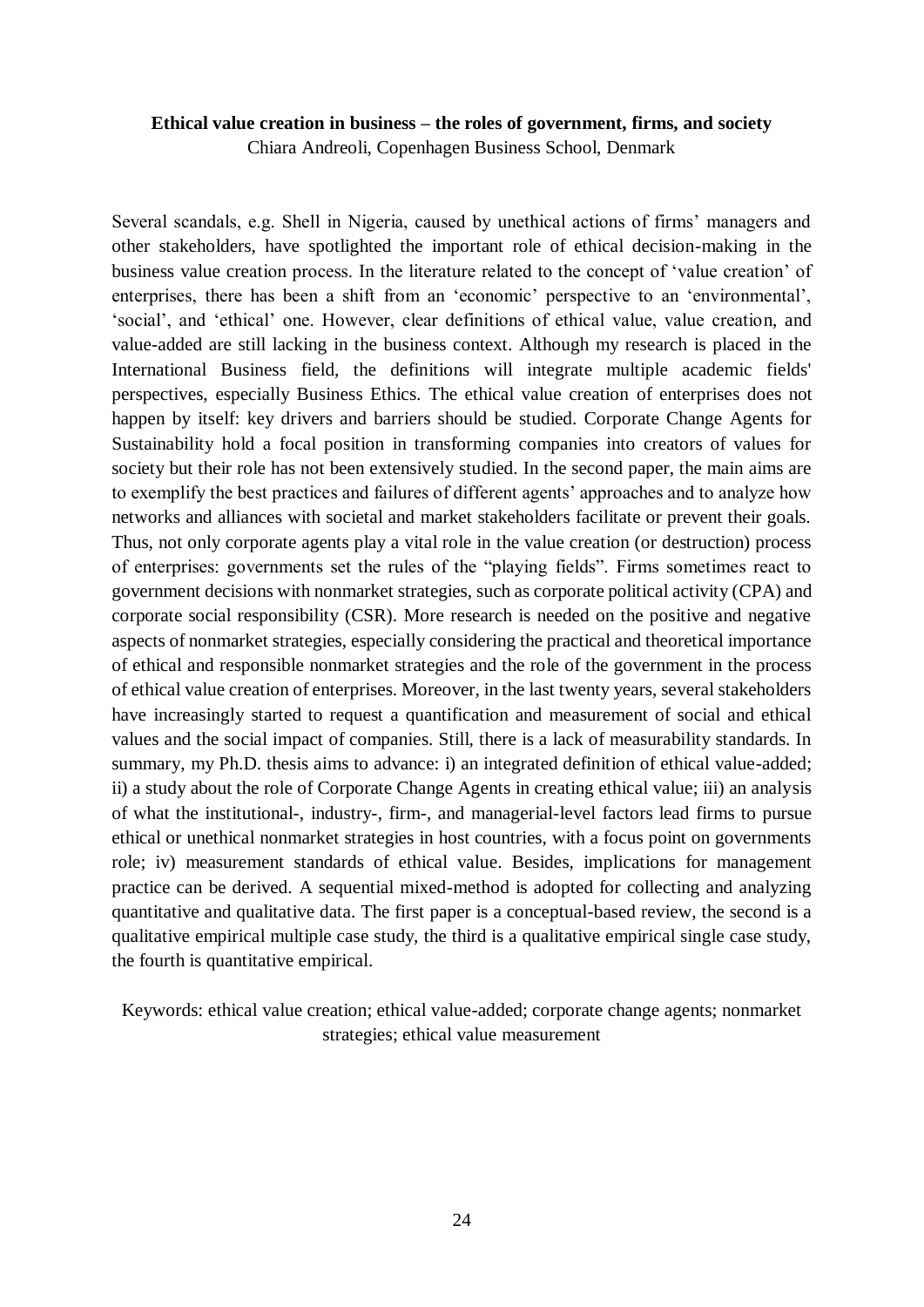**Ethical value creation in business – the roles of government, firms, and society**

Chiara Andreoli, Copenhagen Business School, Denmark

Several scandals, e.g. Shell in Nigeria, caused by unethical actions of firms' managers and other stakeholders, have spotlighted the important role of ethical decision-making in the business value creation process. In the literature related to the concept of 'value creation' of enterprises, there has been a shift from an 'economic' perspective to an 'environmental', 'social', and 'ethical' one. However, clear definitions of ethical value, value creation, and value-added are still lacking in the business context. Although my research is placed in the International Business field, the definitions will integrate multiple academic fields' perspectives, especially Business Ethics. The ethical value creation of enterprises does not happen by itself: key drivers and barriers should be studied. Corporate Change Agents for Sustainability hold a focal position in transforming companies into creators of values for society but their role has not been extensively studied. In the second paper, the main aims are to exemplify the best practices and failures of different agents' approaches and to analyze how networks and alliances with societal and market stakeholders facilitate or prevent their goals. Thus, not only corporate agents play a vital role in the value creation (or destruction) process of enterprises: governments set the rules of the "playing fields". Firms sometimes react to government decisions with nonmarket strategies, such as corporate political activity (CPA) and corporate social responsibility (CSR). More research is needed on the positive and negative aspects of nonmarket strategies, especially considering the practical and theoretical importance of ethical and responsible nonmarket strategies and the role of the government in the process of ethical value creation of enterprises. Moreover, in the last twenty years, several stakeholders have increasingly started to request a quantification and measurement of social and ethical values and the social impact of companies. Still, there is a lack of measurability standards. In summary, my Ph.D. thesis aims to advance: i) an integrated definition of ethical value-added; ii) a study about the role of Corporate Change Agents in creating ethical value; iii) an analysis of what the institutional-, industry-, firm-, and managerial-level factors lead firms to pursue ethical or unethical nonmarket strategies in host countries, with a focus point on governments role; iv) measurement standards of ethical value. Besides, implications for management practice can be derived. A sequential mixed-method is adopted for collecting and analyzing quantitative and qualitative data. The first paper is a conceptual-based review, the second is a qualitative empirical multiple case study, the third is a qualitative empirical single case study, the fourth is quantitative empirical.

Keywords: ethical value creation; ethical value-added; corporate change agents; nonmarket strategies; ethical value measurement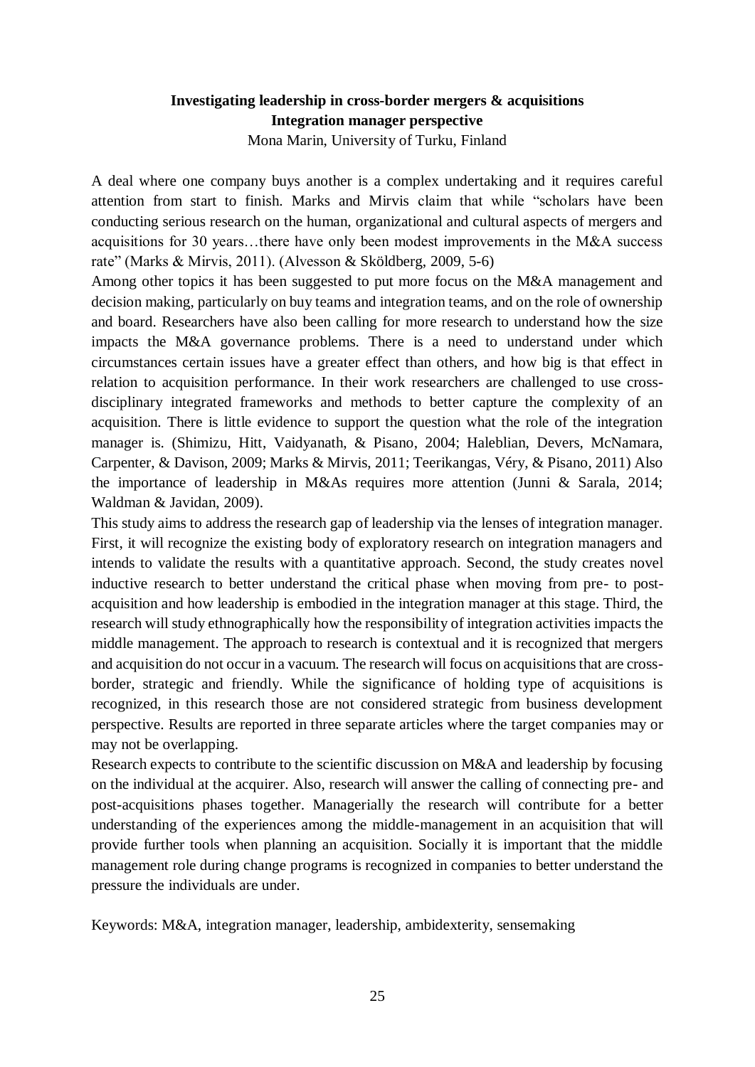**Investigating leadership in cross-border mergers & acquisitions**
**Integration manager perspective**
Mona Marin, University of Turku, Finland

A deal where one company buys another is a complex undertaking and it requires careful attention from start to finish. Marks and Mirvis claim that while "scholars have been conducting serious research on the human, organizational and cultural aspects of mergers and acquisitions for 30 years…there have only been modest improvements in the M&A success rate" (Marks & Mirvis, 2011). (Alvesson & Sköldberg, 2009, 5-6)

Among other topics it has been suggested to put more focus on the M&A management and decision making, particularly on buy teams and integration teams, and on the role of ownership and board. Researchers have also been calling for more research to understand how the size impacts the M&A governance problems. There is a need to understand under which circumstances certain issues have a greater effect than others, and how big is that effect in relation to acquisition performance. In their work researchers are challenged to use cross-disciplinary integrated frameworks and methods to better capture the complexity of an acquisition. There is little evidence to support the question what the role of the integration manager is. (Shimizu, Hitt, Vaidyanath, & Pisano, 2004; Haleblian, Devers, McNamara, Carpenter, & Davison, 2009; Marks & Mirvis, 2011; Teerikangas, Véry, & Pisano, 2011) Also the importance of leadership in M&As requires more attention (Junni & Sarala, 2014; Waldman & Javidan, 2009).

This study aims to address the research gap of leadership via the lenses of integration manager. First, it will recognize the existing body of exploratory research on integration managers and intends to validate the results with a quantitative approach. Second, the study creates novel inductive research to better understand the critical phase when moving from pre- to post-acquisition and how leadership is embodied in the integration manager at this stage. Third, the research will study ethnographically how the responsibility of integration activities impacts the middle management. The approach to research is contextual and it is recognized that mergers and acquisition do not occur in a vacuum. The research will focus on acquisitions that are cross-border, strategic and friendly. While the significance of holding type of acquisitions is recognized, in this research those are not considered strategic from business development perspective. Results are reported in three separate articles where the target companies may or may not be overlapping.

Research expects to contribute to the scientific discussion on M&A and leadership by focusing on the individual at the acquirer. Also, research will answer the calling of connecting pre- and post-acquisitions phases together. Managerially the research will contribute for a better understanding of the experiences among the middle-management in an acquisition that will provide further tools when planning an acquisition. Socially it is important that the middle management role during change programs is recognized in companies to better understand the pressure the individuals are under.

Keywords: M&A, integration manager, leadership, ambidexterity, sensemaking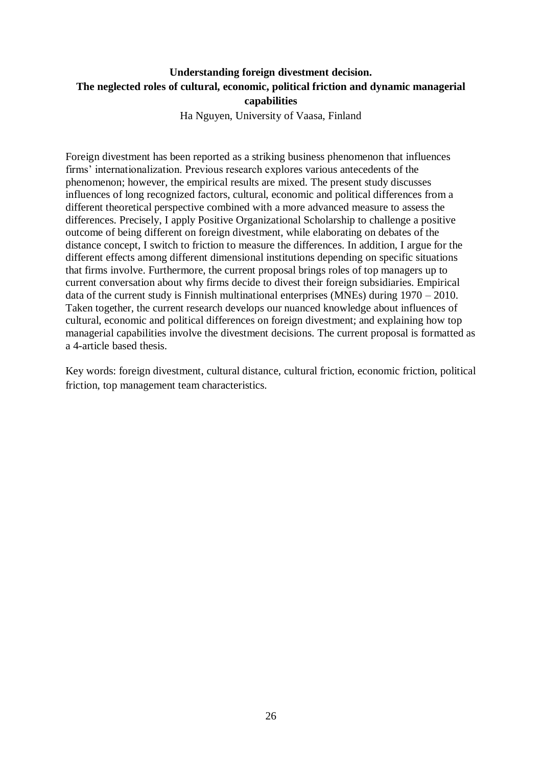**Understanding foreign divestment decision.**
**The neglected roles of cultural, economic, political friction and dynamic managerial capabilities**

Ha Nguyen, University of Vaasa, Finland

Foreign divestment has been reported as a striking business phenomenon that influences firms' internationalization. Previous research explores various antecedents of the phenomenon; however, the empirical results are mixed. The present study discusses influences of long recognized factors, cultural, economic and political differences from a different theoretical perspective combined with a more advanced measure to assess the differences. Precisely, I apply Positive Organizational Scholarship to challenge a positive outcome of being different on foreign divestment, while elaborating on debates of the distance concept, I switch to friction to measure the differences. In addition, I argue for the different effects among different dimensional institutions depending on specific situations that firms involve. Furthermore, the current proposal brings roles of top managers up to current conversation about why firms decide to divest their foreign subsidiaries. Empirical data of the current study is Finnish multinational enterprises (MNEs) during 1970 – 2010. Taken together, the current research develops our nuanced knowledge about influences of cultural, economic and political differences on foreign divestment; and explaining how top managerial capabilities involve the divestment decisions. The current proposal is formatted as a 4-article based thesis.

Key words: foreign divestment, cultural distance, cultural friction, economic friction, political friction, top management team characteristics.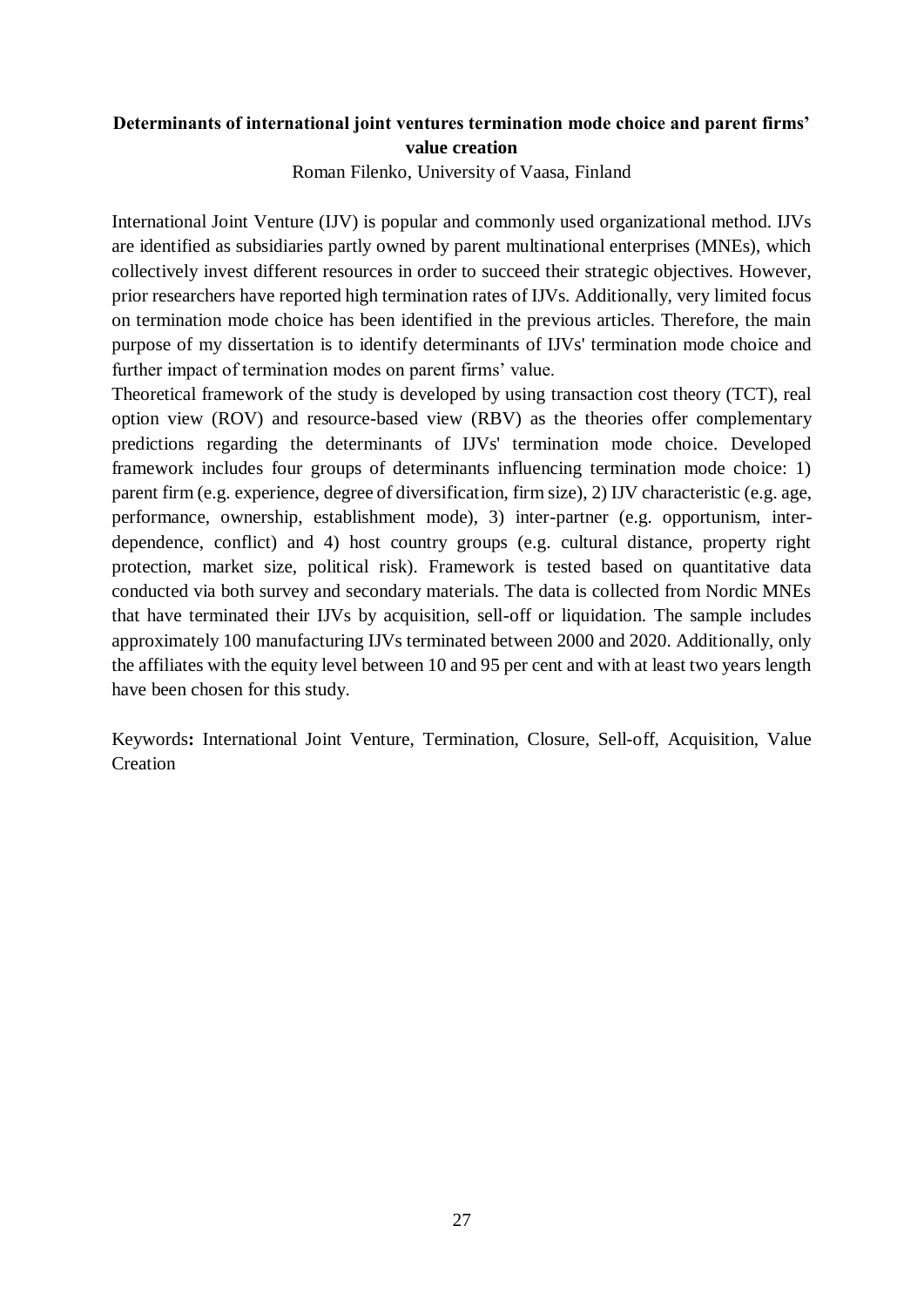## Determinants of international joint ventures termination mode choice and parent firms' value creation

Roman Filenko, University of Vaasa, Finland

International Joint Venture (IJV) is popular and commonly used organizational method. IJVs are identified as subsidiaries partly owned by parent multinational enterprises (MNEs), which collectively invest different resources in order to succeed their strategic objectives. However, prior researchers have reported high termination rates of IJVs. Additionally, very limited focus on termination mode choice has been identified in the previous articles. Therefore, the main purpose of my dissertation is to identify determinants of IJVs' termination mode choice and further impact of termination modes on parent firms' value.

Theoretical framework of the study is developed by using transaction cost theory (TCT), real option view (ROV) and resource-based view (RBV) as the theories offer complementary predictions regarding the determinants of IJVs' termination mode choice. Developed framework includes four groups of determinants influencing termination mode choice: 1) parent firm (e.g. experience, degree of diversification, firm size), 2) IJV characteristic (e.g. age, performance, ownership, establishment mode), 3) inter-partner (e.g. opportunism, inter-dependence, conflict) and 4) host country groups (e.g. cultural distance, property right protection, market size, political risk). Framework is tested based on quantitative data conducted via both survey and secondary materials. The data is collected from Nordic MNEs that have terminated their IJVs by acquisition, sell-off or liquidation. The sample includes approximately 100 manufacturing IJVs terminated between 2000 and 2020. Additionally, only the affiliates with the equity level between 10 and 95 per cent and with at least two years length have been chosen for this study.

**Keywords:** International Joint Venture, Termination, Closure, Sell-off, Acquisition, Value Creation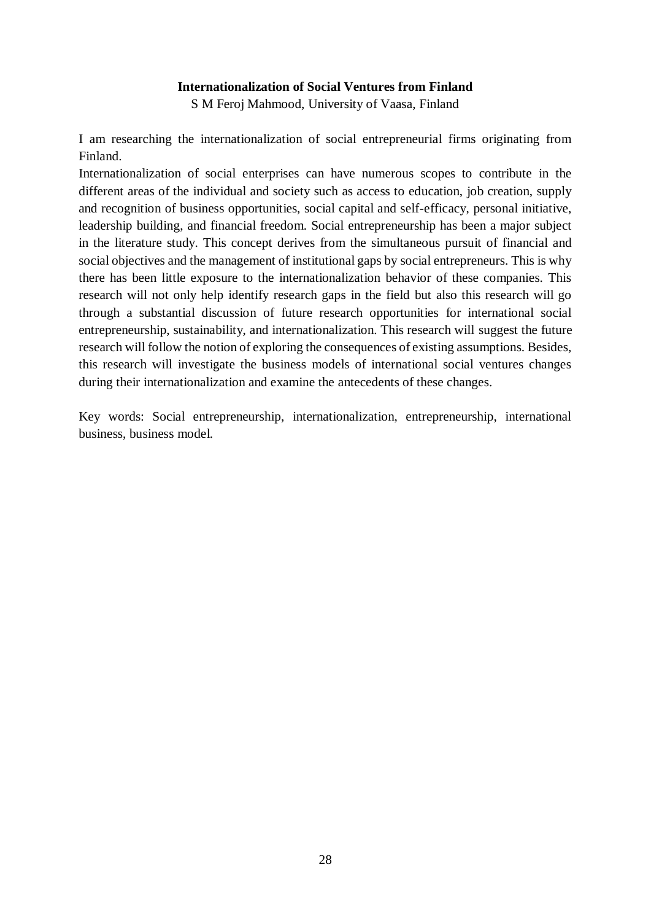**Internationalization of Social Ventures from Finland**

S M Feroj Mahmood, University of Vaasa, Finland

I am researching the internationalization of social entrepreneurial firms originating from Finland.

Internationalization of social enterprises can have numerous scopes to contribute in the different areas of the individual and society such as access to education, job creation, supply and recognition of business opportunities, social capital and self-efficacy, personal initiative, leadership building, and financial freedom. Social entrepreneurship has been a major subject in the literature study. This concept derives from the simultaneous pursuit of financial and social objectives and the management of institutional gaps by social entrepreneurs. This is why there has been little exposure to the internationalization behavior of these companies. This research will not only help identify research gaps in the field but also this research will go through a substantial discussion of future research opportunities for international social entrepreneurship, sustainability, and internationalization. This research will suggest the future research will follow the notion of exploring the consequences of existing assumptions. Besides, this research will investigate the business models of international social ventures changes during their internationalization and examine the antecedents of these changes.

Key words: Social entrepreneurship, internationalization, entrepreneurship, international business, business model.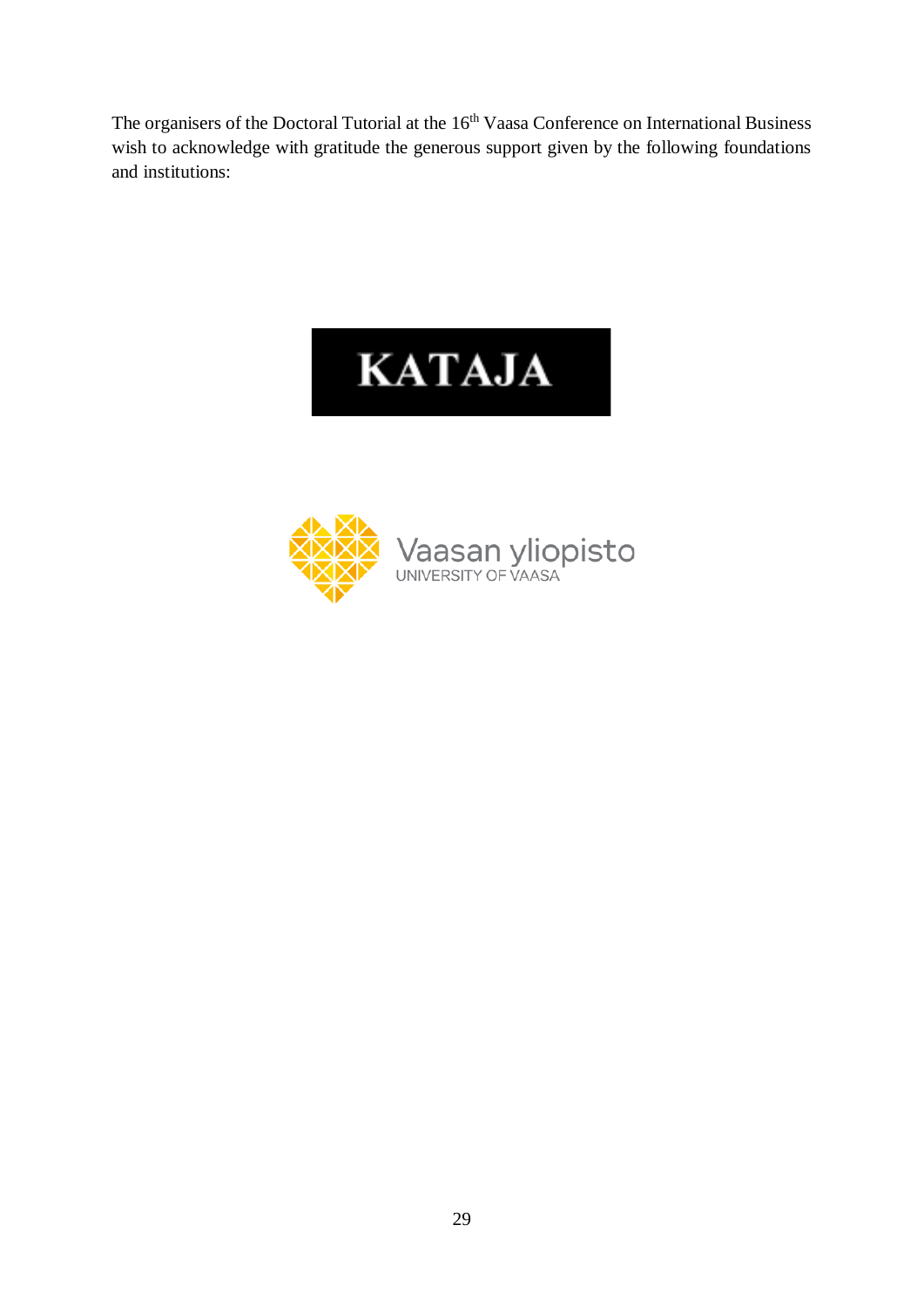The organisers of the Doctoral Tutorial at the 16th Vaasa Conference on International Business wish to acknowledge with gratitude the generous support given by the following foundations and institutions:

KATAJA

Vaasan yliopisto
UNIVERSITY OF VAASA